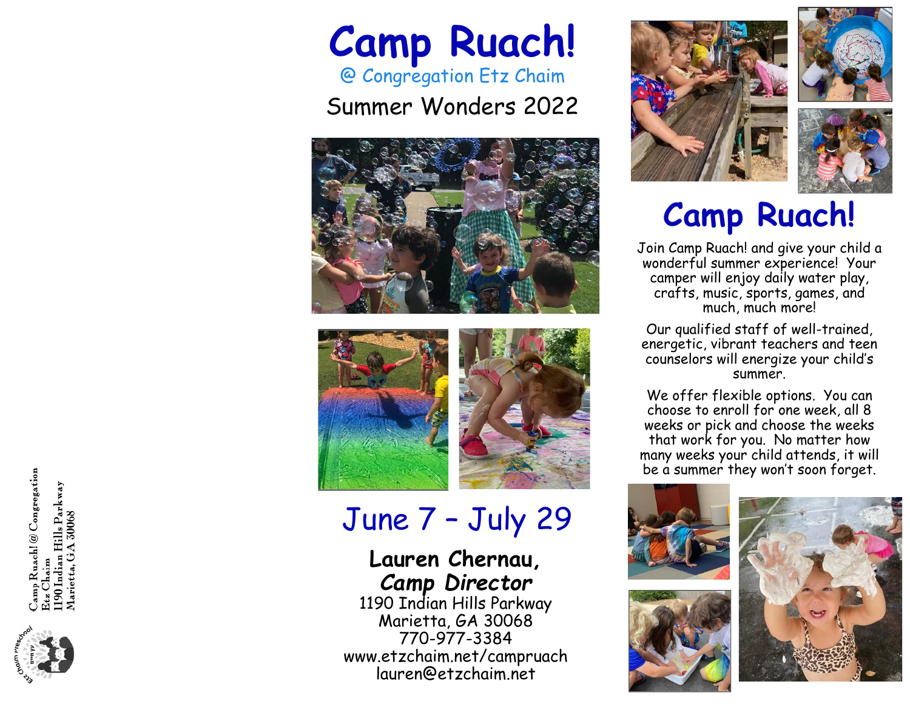# Camp Ruach!

@ Congregation Etz Chaim

Summer Wonders 2022

## June 7 – July 29

**Lauren Chernau,**
***Camp Director***

1190 Indian Hills Parkway
Marietta, GA 30068
770-977-3384
www.etzchaim.net/campruach
lauren@etzchaim.net

# Camp Ruach!

Join Camp Ruach! and give your child a wonderful summer experience! Your camper will enjoy daily water play, crafts, music, sports, games, and much, much more!

Our qualified staff of well-trained, energetic, vibrant teachers and teen counselors will energize your child's summer.

We offer flexible options. You can choose to enroll for one week, all 8 weeks or pick and choose the weeks that work for you. No matter how many weeks your child attends, it will be a summer they won't soon forget.

Camp Ruach! @ Congregation Etz Chaim
1190 Indian Hills Parkway
Marietta, GA 30068

Etz Chaim Preschool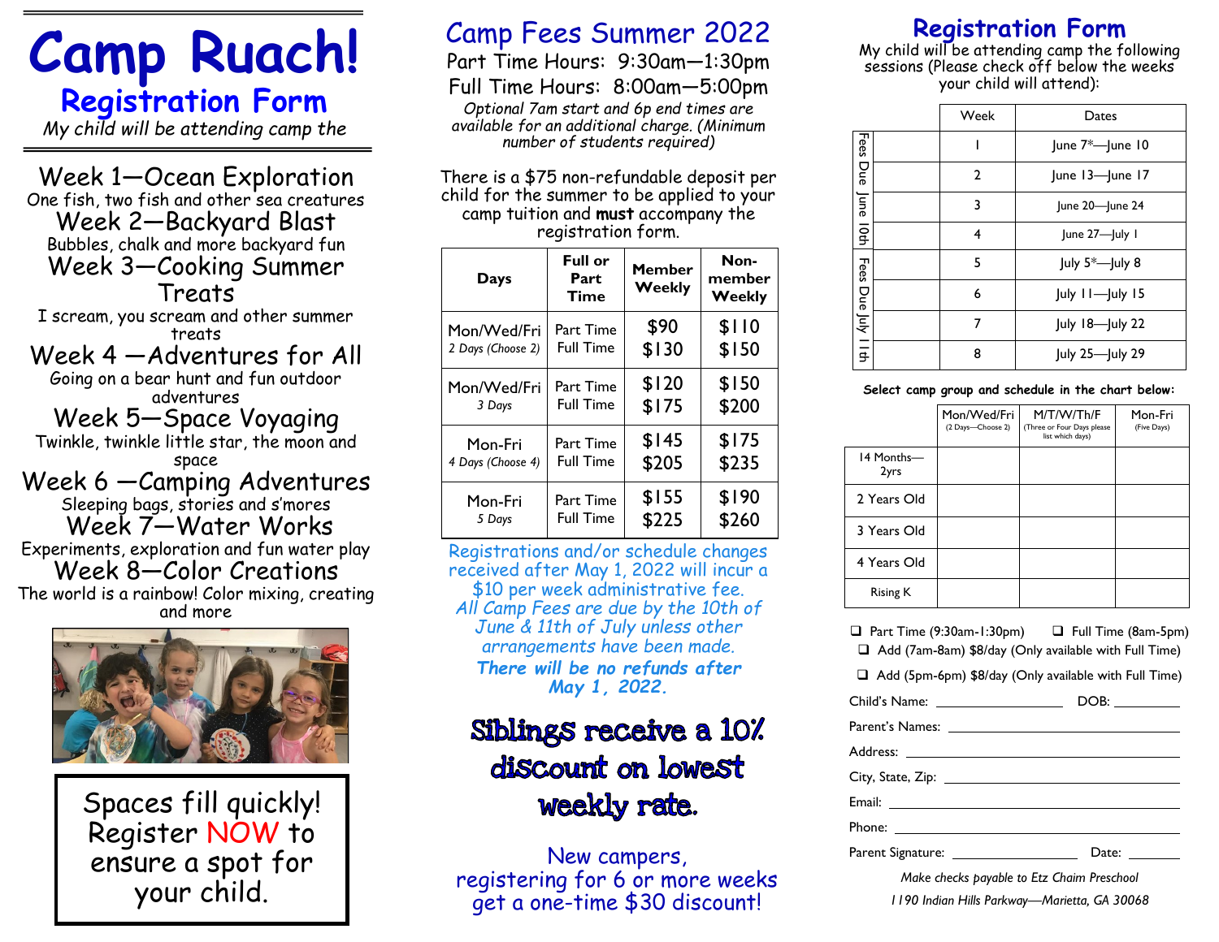# Camp Ruach!

## Registration Form

*My child will be attending camp the*

Week 1—Ocean Exploration
One fish, two fish and other sea creatures

Week 2—Backyard Blast
Bubbles, chalk and more backyard fun

Week 3—Cooking Summer Treats
I scream, you scream and other summer treats

Week 4 —Adventures for All
Going on a bear hunt and fun outdoor adventures

Week 5—Space Voyaging
Twinkle, twinkle little star, the moon and space

Week 6 —Camping Adventures
Sleeping bags, stories and s'mores

Week 7—Water Works
Experiments, exploration and fun water play

Week 8—Color Creations
The world is a rainbow! Color mixing, creating and more

Spaces fill quickly! Register NOW to ensure a spot for your child.

## Camp Fees Summer 2022

Part Time Hours: 9:30am—1:30pm

Full Time Hours: 8:00am—5:00pm

*Optional 7am start and 6p end times are available for an additional charge. (Minimum number of students required)*

There is a $75 non-refundable deposit per child for the summer to be applied to your camp tuition and **must** accompany the registration form.

| Days | Full or Part Time | Member Weekly | Non-member Weekly |
|---|---|---|---|
| Mon/Wed/Fri *2 Days (Choose 2)* | Part Time<br>Full Time | $90<br>$130 | $110<br>$150 |
| Mon/Wed/Fri *3 Days* | Part Time<br>Full Time | $120<br>$175 | $150<br>$200 |
| Mon-Fri *4 Days (Choose 4)* | Part Time<br>Full Time | $145<br>$205 | $175<br>$235 |
| Mon-Fri *5 Days* | Part Time<br>Full Time | $155<br>$225 | $190<br>$260 |

Registrations and/or schedule changes received after May 1, 2022 will incur a $10 per week administrative fee.
*All Camp Fees are due by the 10th of June & 11th of July unless other arrangements have been made.*
***There will be no refunds after May 1, 2022.***

**Siblings receive a 10% discount on lowest weekly rate.**

New campers, registering for 6 or more weeks get a one-time $30 discount!

## Registration Form

My child will be attending camp the following sessions (Please check off below the weeks your child will attend):

| | | Week | Dates |
|---|---|---|---|
| Fees Due June 10th | | 1 | June 7*—June 10 |
| | | 2 | June 13—June 17 |
| | | 3 | June 20—June 24 |
| | | 4 | June 27—July 1 |
| Fees Due July 11th | | 5 | July 5*—July 8 |
| | | 6 | July 11—July 15 |
| | | 7 | July 18—July 22 |
| | | 8 | July 25—July 29 |

**Select camp group and schedule in the chart below:**

| | Mon/Wed/Fri (2 Days—Choose 2) | M/T/W/Th/F (Three or Four Days please list which days) | Mon-Fri (Five Days) |
|---|---|---|---|
| 14 Months—2yrs | | | |
| 2 Years Old | | | |
| 3 Years Old | | | |
| 4 Years Old | | | |
| Rising K | | | |

❑ Part Time (9:30am-1:30pm) ❑ Full Time (8am-5pm)

❑ Add (7am-8am) $8/day (Only available with Full Time)

❑ Add (5pm-6pm) $8/day (Only available with Full Time)

Child's Name: ______________ DOB: ________

Parent's Names: ______________________

Address: ______________________

City, State, Zip: ______________________

Email: ______________________

Phone: ______________________

Parent Signature: ______________ Date: ________

*Make checks payable to Etz Chaim Preschool*

*1190 Indian Hills Parkway—Marietta, GA 30068*